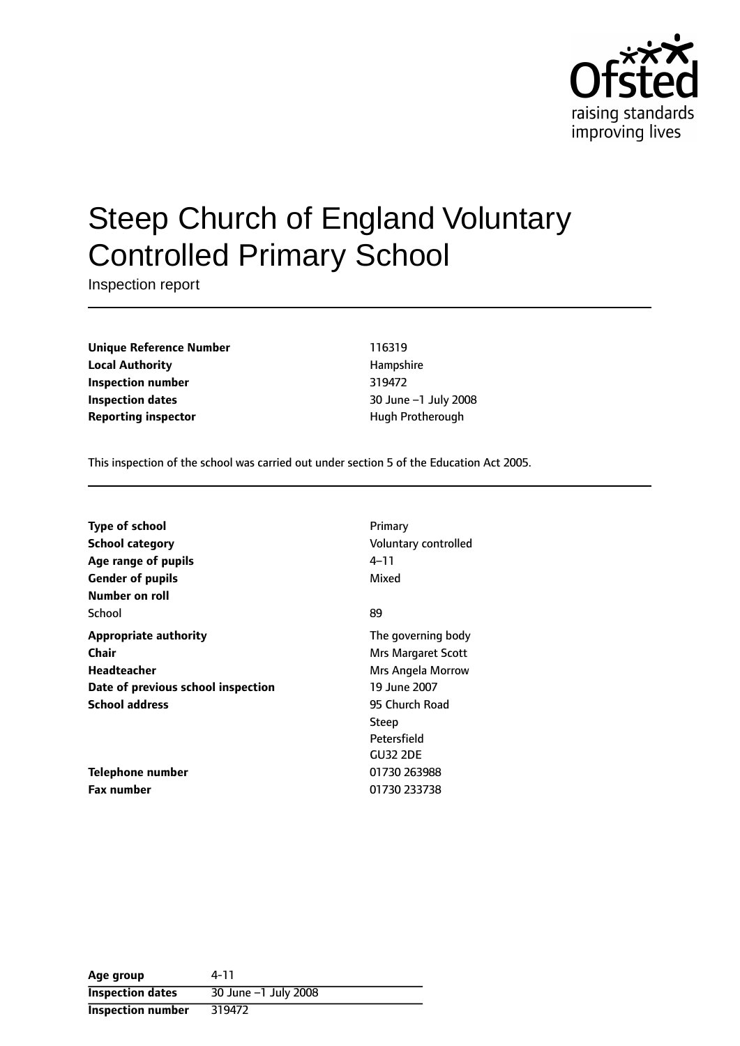# Steep Church of England Voluntary Controlled Primary School

Inspection report

| | |
|---|---|
| **Unique Reference Number** | 116319 |
| **Local Authority** | Hampshire |
| **Inspection number** | 319472 |
| **Inspection dates** | 30 June –1 July 2008 |
| **Reporting inspector** | Hugh Protherough |

This inspection of the school was carried out under section 5 of the Education Act 2005.

| | |
|---|---|
| **Type of school** | Primary |
| **School category** | Voluntary controlled |
| **Age range of pupils** | 4–11 |
| **Gender of pupils** | Mixed |
| **Number on roll** | |
| School | 89 |
| **Appropriate authority** | The governing body |
| **Chair** | Mrs Margaret Scott |
| **Headteacher** | Mrs Angela Morrow |
| **Date of previous school inspection** | 19 June 2007 |
| **School address** | 95 Church Road<br>Steep<br>Petersfield<br>GU32 2DE |
| **Telephone number** | 01730 263988 |
| **Fax number** | 01730 233738 |

| | |
|---|---|
| **Age group** | 4-11 |
| **Inspection dates** | 30 June –1 July 2008 |
| **Inspection number** | 319472 |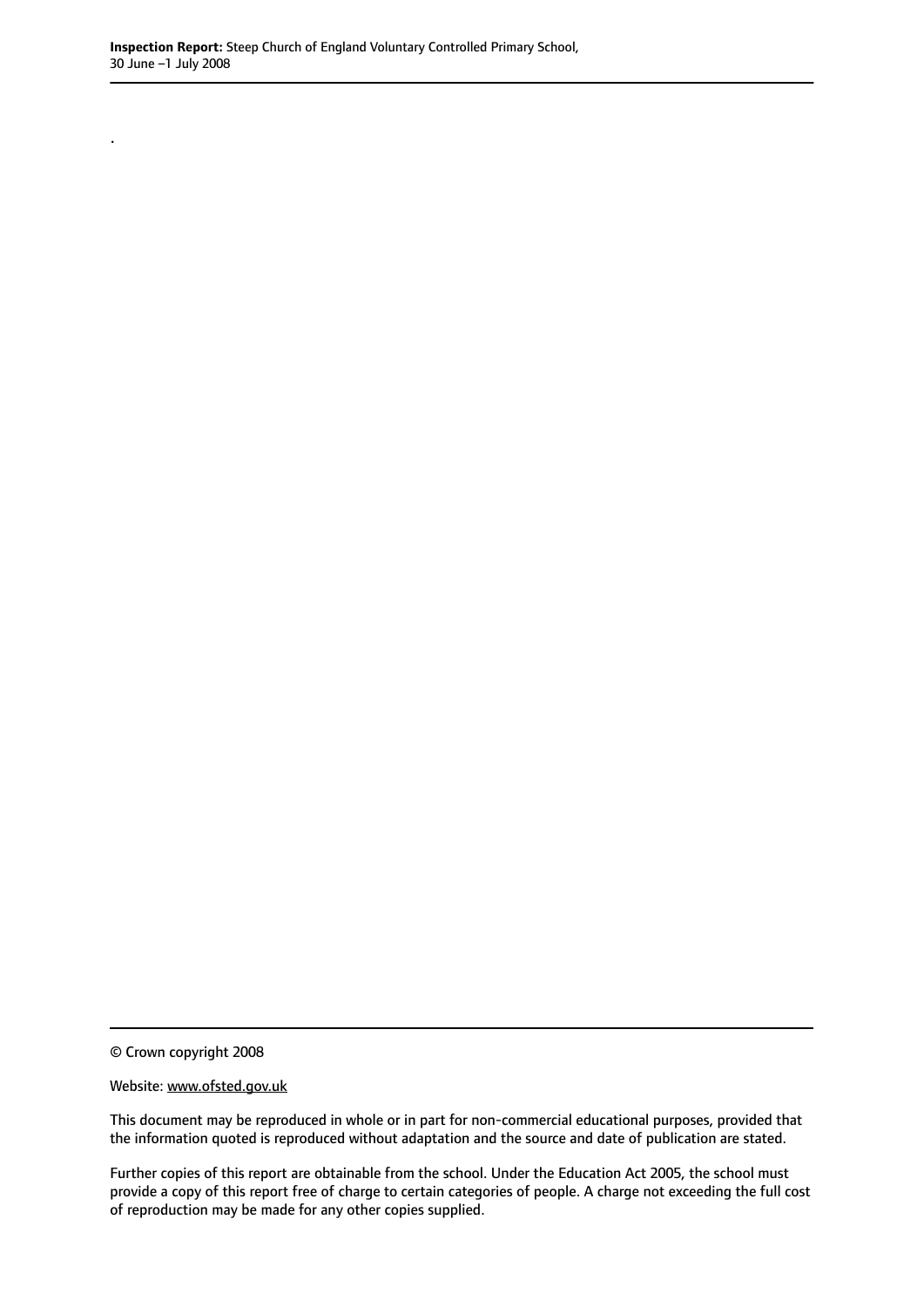.

© Crown copyright 2008

Website: www.ofsted.gov.uk

This document may be reproduced in whole or in part for non-commercial educational purposes, provided that the information quoted is reproduced without adaptation and the source and date of publication are stated.

Further copies of this report are obtainable from the school. Under the Education Act 2005, the school must provide a copy of this report free of charge to certain categories of people. A charge not exceeding the full cost of reproduction may be made for any other copies supplied.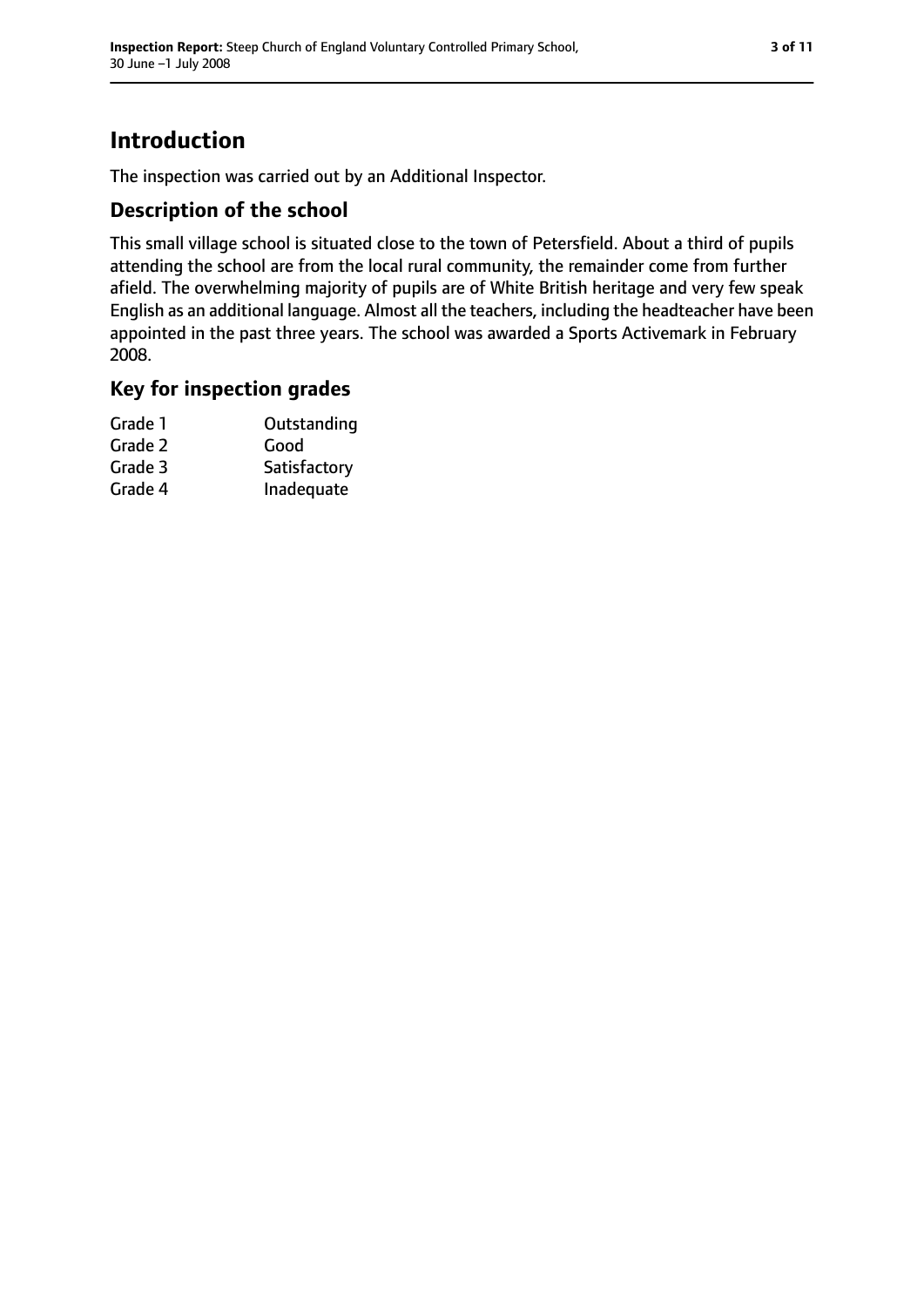# Introduction

The inspection was carried out by an Additional Inspector.

## Description of the school

This small village school is situated close to the town of Petersfield. About a third of pupils attending the school are from the local rural community, the remainder come from further afield. The overwhelming majority of pupils are of White British heritage and very few speak English as an additional language. Almost all the teachers, including the headteacher have been appointed in the past three years. The school was awarded a Sports Activemark in February 2008.

## Key for inspection grades

| | |
|---|---|
| Grade 1 | Outstanding |
| Grade 2 | Good |
| Grade 3 | Satisfactory |
| Grade 4 | Inadequate |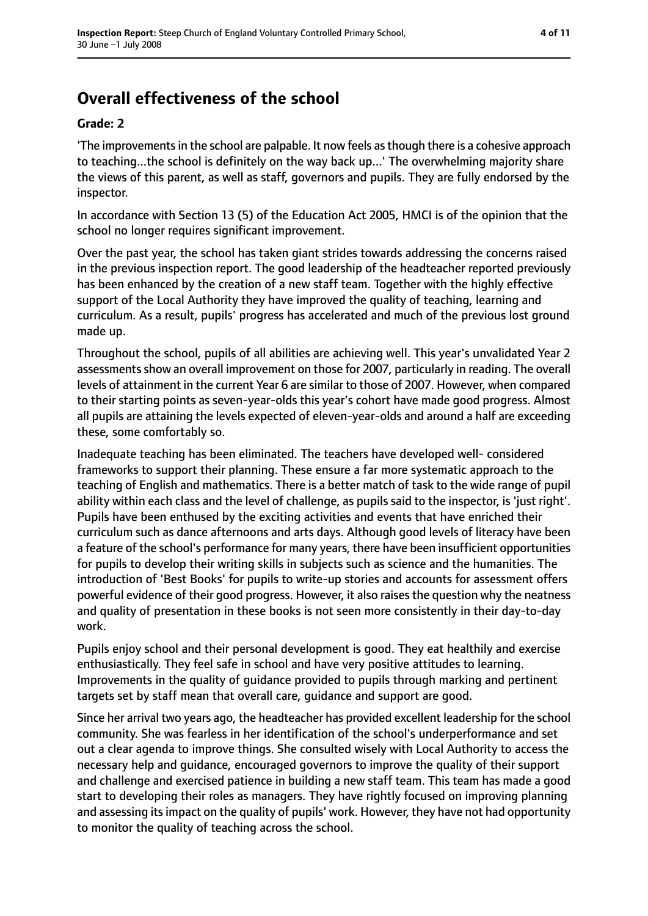# Overall effectiveness of the school

**Grade: 2**

'The improvements in the school are palpable. It now feels as though there is a cohesive approach to teaching...the school is definitely on the way back up...' The overwhelming majority share the views of this parent, as well as staff, governors and pupils. They are fully endorsed by the inspector.

In accordance with Section 13 (5) of the Education Act 2005, HMCI is of the opinion that the school no longer requires significant improvement.

Over the past year, the school has taken giant strides towards addressing the concerns raised in the previous inspection report. The good leadership of the headteacher reported previously has been enhanced by the creation of a new staff team. Together with the highly effective support of the Local Authority they have improved the quality of teaching, learning and curriculum. As a result, pupils' progress has accelerated and much of the previous lost ground made up.

Throughout the school, pupils of all abilities are achieving well. This year's unvalidated Year 2 assessments show an overall improvement on those for 2007, particularly in reading. The overall levels of attainment in the current Year 6 are similar to those of 2007. However, when compared to their starting points as seven-year-olds this year's cohort have made good progress. Almost all pupils are attaining the levels expected of eleven-year-olds and around a half are exceeding these, some comfortably so.

Inadequate teaching has been eliminated. The teachers have developed well- considered frameworks to support their planning. These ensure a far more systematic approach to the teaching of English and mathematics. There is a better match of task to the wide range of pupil ability within each class and the level of challenge, as pupils said to the inspector, is 'just right'. Pupils have been enthused by the exciting activities and events that have enriched their curriculum such as dance afternoons and arts days. Although good levels of literacy have been a feature of the school's performance for many years, there have been insufficient opportunities for pupils to develop their writing skills in subjects such as science and the humanities. The introduction of 'Best Books' for pupils to write-up stories and accounts for assessment offers powerful evidence of their good progress. However, it also raises the question why the neatness and quality of presentation in these books is not seen more consistently in their day-to-day work.

Pupils enjoy school and their personal development is good. They eat healthily and exercise enthusiastically. They feel safe in school and have very positive attitudes to learning. Improvements in the quality of guidance provided to pupils through marking and pertinent targets set by staff mean that overall care, guidance and support are good.

Since her arrival two years ago, the headteacher has provided excellent leadership for the school community. She was fearless in her identification of the school's underperformance and set out a clear agenda to improve things. She consulted wisely with Local Authority to access the necessary help and guidance, encouraged governors to improve the quality of their support and challenge and exercised patience in building a new staff team. This team has made a good start to developing their roles as managers. They have rightly focused on improving planning and assessing its impact on the quality of pupils' work. However, they have not had opportunity to monitor the quality of teaching across the school.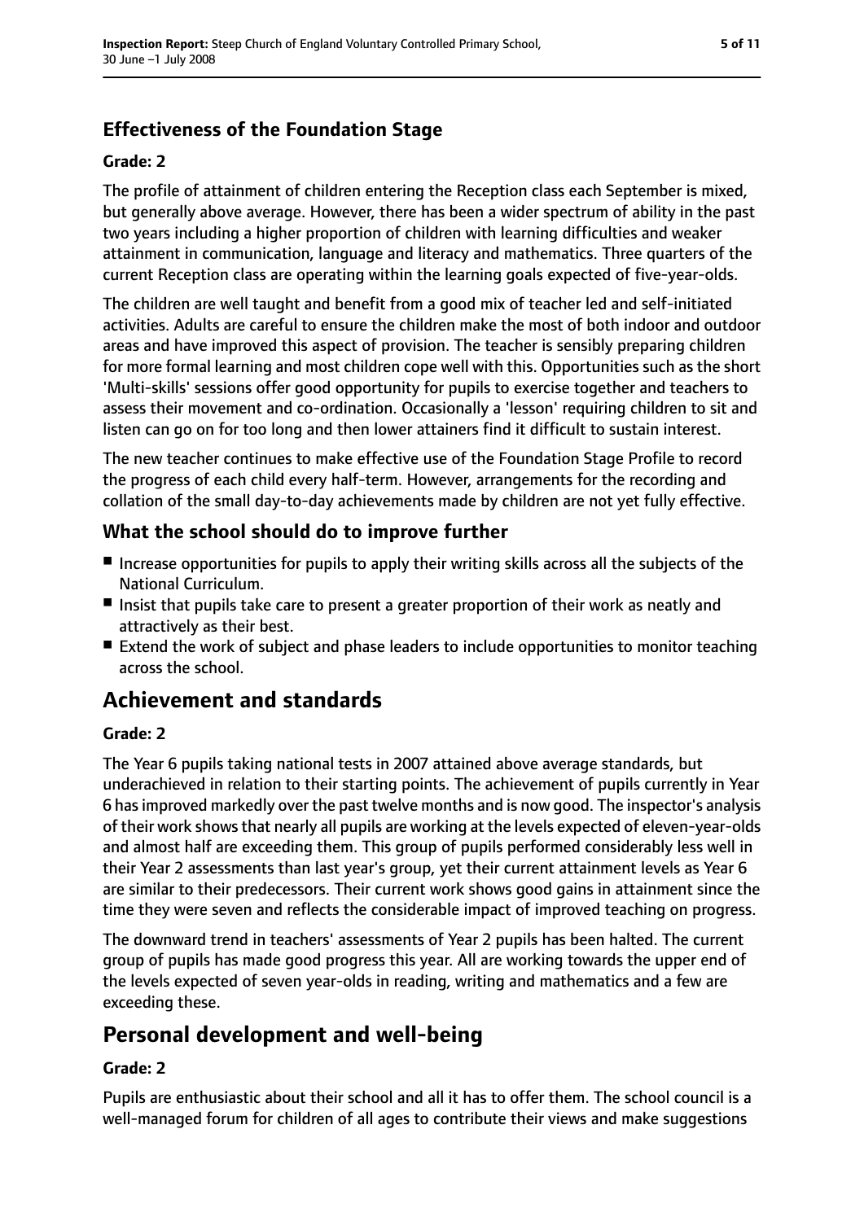### Effectiveness of the Foundation Stage

#### Grade: 2

The profile of attainment of children entering the Reception class each September is mixed, but generally above average. However, there has been a wider spectrum of ability in the past two years including a higher proportion of children with learning difficulties and weaker attainment in communication, language and literacy and mathematics. Three quarters of the current Reception class are operating within the learning goals expected of five-year-olds.

The children are well taught and benefit from a good mix of teacher led and self-initiated activities. Adults are careful to ensure the children make the most of both indoor and outdoor areas and have improved this aspect of provision. The teacher is sensibly preparing children for more formal learning and most children cope well with this. Opportunities such as the short 'Multi-skills' sessions offer good opportunity for pupils to exercise together and teachers to assess their movement and co-ordination. Occasionally a 'lesson' requiring children to sit and listen can go on for too long and then lower attainers find it difficult to sustain interest.

The new teacher continues to make effective use of the Foundation Stage Profile to record the progress of each child every half-term. However, arrangements for the recording and collation of the small day-to-day achievements made by children are not yet fully effective.

### What the school should do to improve further

- Increase opportunities for pupils to apply their writing skills across all the subjects of the National Curriculum.
- Insist that pupils take care to present a greater proportion of their work as neatly and attractively as their best.
- Extend the work of subject and phase leaders to include opportunities to monitor teaching across the school.

## Achievement and standards

#### Grade: 2

The Year 6 pupils taking national tests in 2007 attained above average standards, but underachieved in relation to their starting points. The achievement of pupils currently in Year 6 has improved markedly over the past twelve months and is now good. The inspector's analysis of their work shows that nearly all pupils are working at the levels expected of eleven-year-olds and almost half are exceeding them. This group of pupils performed considerably less well in their Year 2 assessments than last year's group, yet their current attainment levels as Year 6 are similar to their predecessors. Their current work shows good gains in attainment since the time they were seven and reflects the considerable impact of improved teaching on progress.

The downward trend in teachers' assessments of Year 2 pupils has been halted. The current group of pupils has made good progress this year. All are working towards the upper end of the levels expected of seven year-olds in reading, writing and mathematics and a few are exceeding these.

## Personal development and well-being

#### Grade: 2

Pupils are enthusiastic about their school and all it has to offer them. The school council is a well-managed forum for children of all ages to contribute their views and make suggestions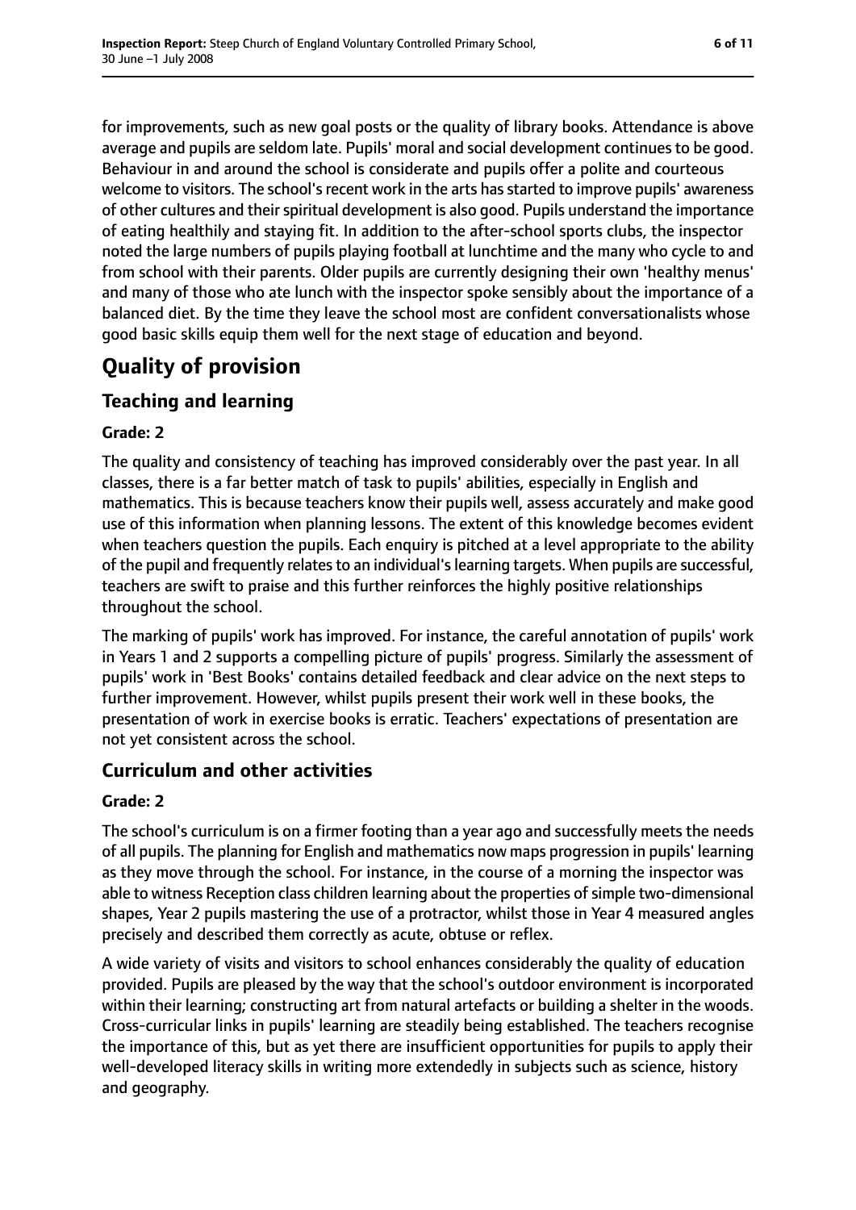for improvements, such as new goal posts or the quality of library books. Attendance is above average and pupils are seldom late. Pupils' moral and social development continues to be good. Behaviour in and around the school is considerate and pupils offer a polite and courteous welcome to visitors. The school's recent work in the arts has started to improve pupils' awareness of other cultures and their spiritual development is also good. Pupils understand the importance of eating healthily and staying fit. In addition to the after-school sports clubs, the inspector noted the large numbers of pupils playing football at lunchtime and the many who cycle to and from school with their parents. Older pupils are currently designing their own 'healthy menus' and many of those who ate lunch with the inspector spoke sensibly about the importance of a balanced diet. By the time they leave the school most are confident conversationalists whose good basic skills equip them well for the next stage of education and beyond.

# Quality of provision

## Teaching and learning

**Grade: 2**

The quality and consistency of teaching has improved considerably over the past year. In all classes, there is a far better match of task to pupils' abilities, especially in English and mathematics. This is because teachers know their pupils well, assess accurately and make good use of this information when planning lessons. The extent of this knowledge becomes evident when teachers question the pupils. Each enquiry is pitched at a level appropriate to the ability of the pupil and frequently relates to an individual's learning targets. When pupils are successful, teachers are swift to praise and this further reinforces the highly positive relationships throughout the school.

The marking of pupils' work has improved. For instance, the careful annotation of pupils' work in Years 1 and 2 supports a compelling picture of pupils' progress. Similarly the assessment of pupils' work in 'Best Books' contains detailed feedback and clear advice on the next steps to further improvement. However, whilst pupils present their work well in these books, the presentation of work in exercise books is erratic. Teachers' expectations of presentation are not yet consistent across the school.

## Curriculum and other activities

**Grade: 2**

The school's curriculum is on a firmer footing than a year ago and successfully meets the needs of all pupils. The planning for English and mathematics now maps progression in pupils' learning as they move through the school. For instance, in the course of a morning the inspector was able to witness Reception class children learning about the properties of simple two-dimensional shapes, Year 2 pupils mastering the use of a protractor, whilst those in Year 4 measured angles precisely and described them correctly as acute, obtuse or reflex.

A wide variety of visits and visitors to school enhances considerably the quality of education provided. Pupils are pleased by the way that the school's outdoor environment is incorporated within their learning; constructing art from natural artefacts or building a shelter in the woods. Cross-curricular links in pupils' learning are steadily being established. The teachers recognise the importance of this, but as yet there are insufficient opportunities for pupils to apply their well-developed literacy skills in writing more extendedly in subjects such as science, history and geography.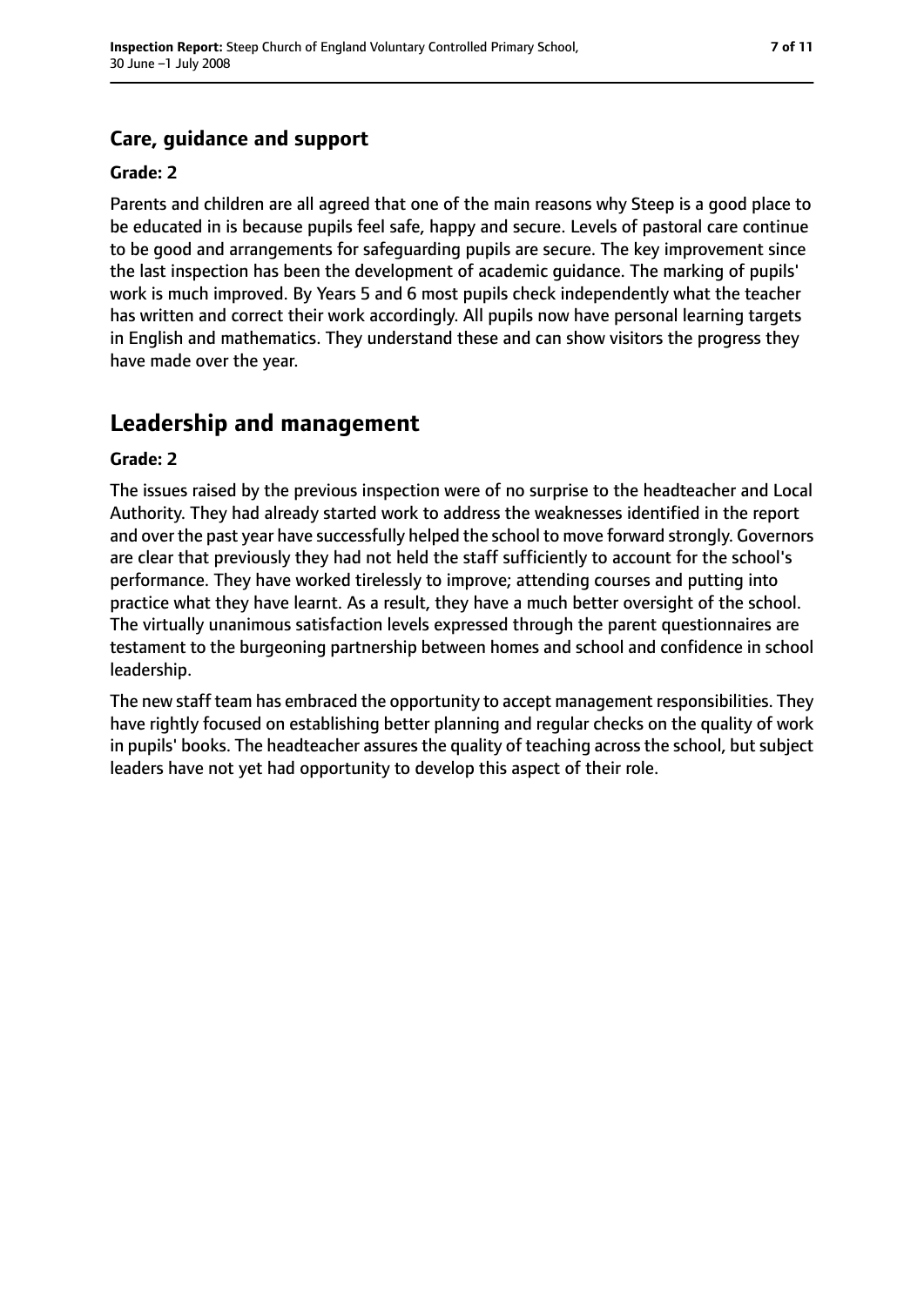### Care, guidance and support

**Grade: 2**

Parents and children are all agreed that one of the main reasons why Steep is a good place to be educated in is because pupils feel safe, happy and secure. Levels of pastoral care continue to be good and arrangements for safeguarding pupils are secure. The key improvement since the last inspection has been the development of academic guidance. The marking of pupils' work is much improved. By Years 5 and 6 most pupils check independently what the teacher has written and correct their work accordingly. All pupils now have personal learning targets in English and mathematics. They understand these and can show visitors the progress they have made over the year.

## Leadership and management

**Grade: 2**

The issues raised by the previous inspection were of no surprise to the headteacher and Local Authority. They had already started work to address the weaknesses identified in the report and over the past year have successfully helped the school to move forward strongly. Governors are clear that previously they had not held the staff sufficiently to account for the school's performance. They have worked tirelessly to improve; attending courses and putting into practice what they have learnt. As a result, they have a much better oversight of the school. The virtually unanimous satisfaction levels expressed through the parent questionnaires are testament to the burgeoning partnership between homes and school and confidence in school leadership.

The new staff team has embraced the opportunity to accept management responsibilities. They have rightly focused on establishing better planning and regular checks on the quality of work in pupils' books. The headteacher assures the quality of teaching across the school, but subject leaders have not yet had opportunity to develop this aspect of their role.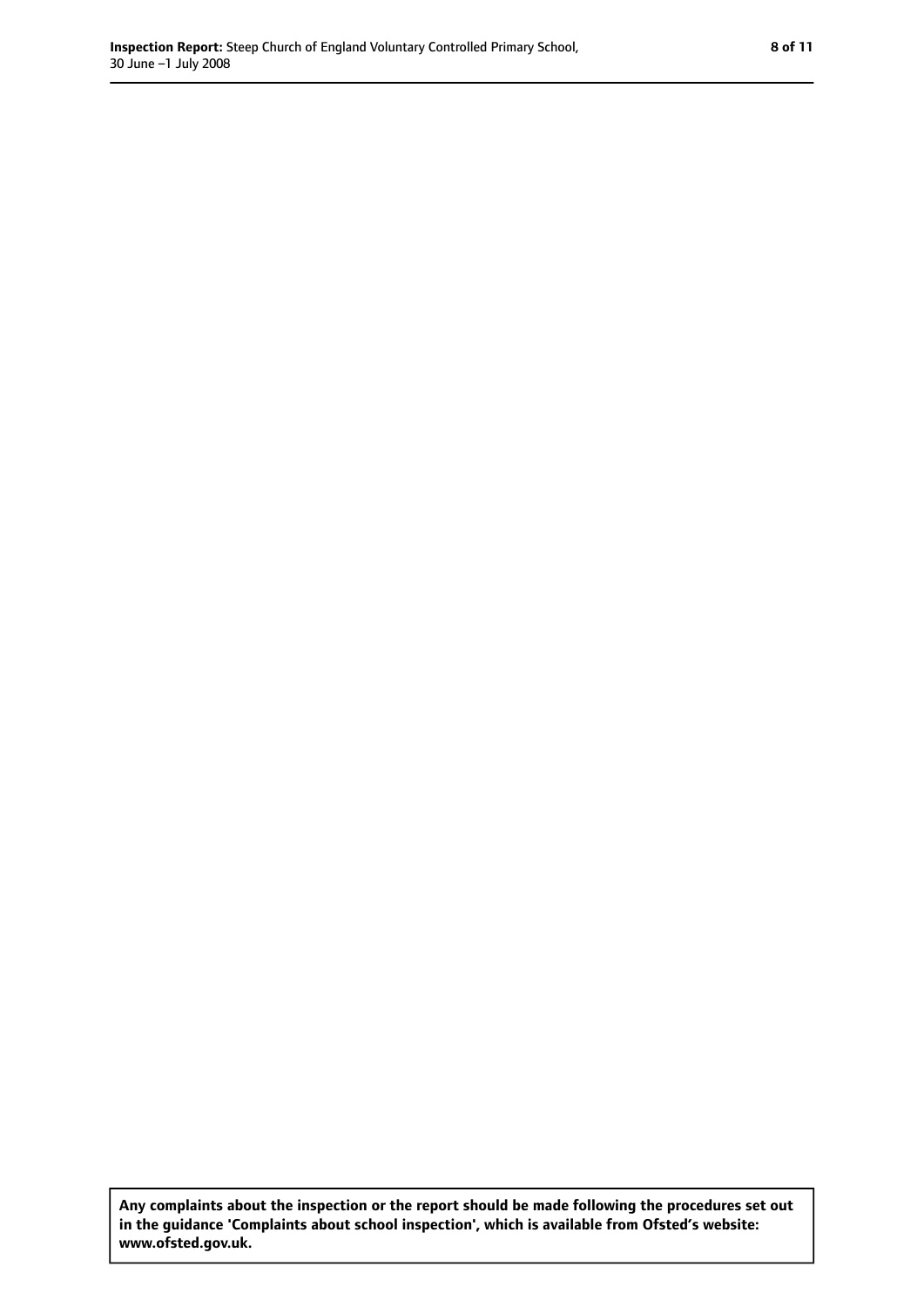**Any complaints about the inspection or the report should be made following the procedures set out in the guidance 'Complaints about school inspection', which is available from Ofsted's website: www.ofsted.gov.uk.**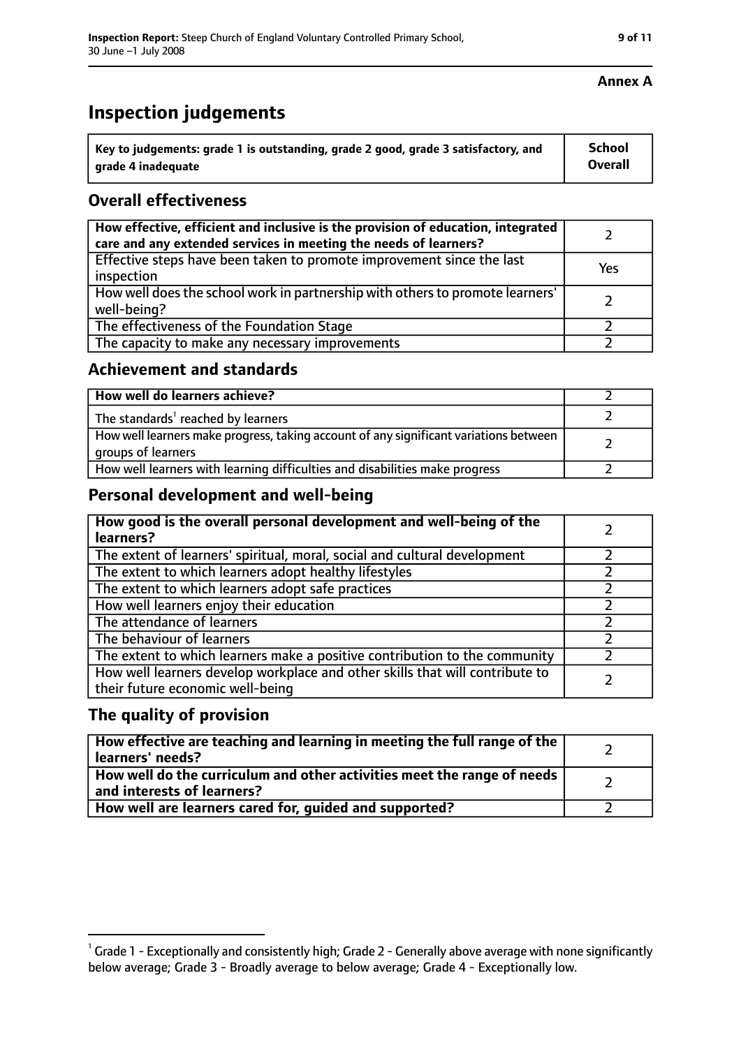**Annex A**

# Inspection judgements

| Key to judgements: grade 1 is outstanding, grade 2 good, grade 3 satisfactory, and grade 4 inadequate | School Overall |
|---|---|

## Overall effectiveness

| | |
|---|---|
| How effective, efficient and inclusive is the provision of education, integrated care and any extended services in meeting the needs of learners? | 2 |
| Effective steps have been taken to promote improvement since the last inspection | Yes |
| How well does the school work in partnership with others to promote learners' well-being? | 2 |
| The effectiveness of the Foundation Stage | 2 |
| The capacity to make any necessary improvements | 2 |

## Achievement and standards

| | |
|---|---|
| **How well do learners achieve?** | 2 |
| The standards[1] reached by learners | 2 |
| How well learners make progress, taking account of any significant variations between groups of learners | 2 |
| How well learners with learning difficulties and disabilities make progress | 2 |

## Personal development and well-being

| | |
|---|---|
| **How good is the overall personal development and well-being of the learners?** | 2 |
| The extent of learners' spiritual, moral, social and cultural development | 2 |
| The extent to which learners adopt healthy lifestyles | 2 |
| The extent to which learners adopt safe practices | 2 |
| How well learners enjoy their education | 2 |
| The attendance of learners | 2 |
| The behaviour of learners | 2 |
| The extent to which learners make a positive contribution to the community | 2 |
| How well learners develop workplace and other skills that will contribute to their future economic well-being | 2 |

## The quality of provision

| | |
|---|---|
| **How effective are teaching and learning in meeting the full range of the learners' needs?** | 2 |
| **How well do the curriculum and other activities meet the range of needs and interests of learners?** | 2 |
| **How well are learners cared for, guided and supported?** | 2 |

[1] Grade 1 - Exceptionally and consistently high; Grade 2 - Generally above average with none significantly below average; Grade 3 - Broadly average to below average; Grade 4 - Exceptionally low.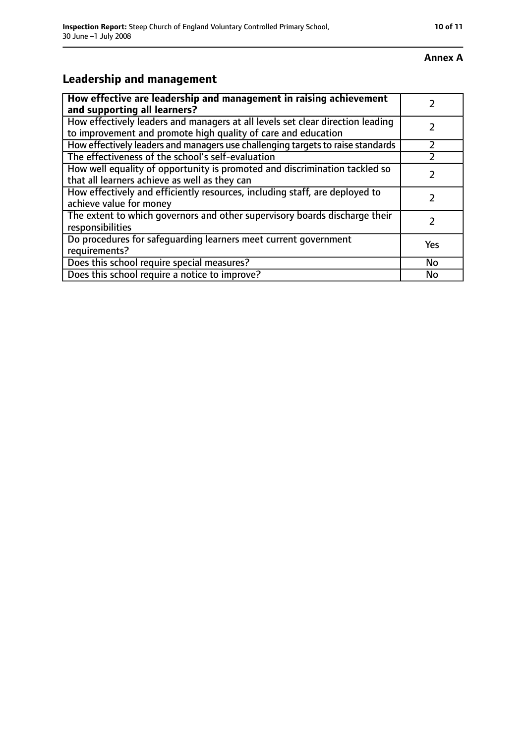**Annex A**

## Leadership and management

| **How effective are leadership and management in raising achievement and supporting all learners?** | 2 |
|---|---|
| How effectively leaders and managers at all levels set clear direction leading to improvement and promote high quality of care and education | 2 |
| How effectively leaders and managers use challenging targets to raise standards | 2 |
| The effectiveness of the school's self-evaluation | 2 |
| How well equality of opportunity is promoted and discrimination tackled so that all learners achieve as well as they can | 2 |
| How effectively and efficiently resources, including staff, are deployed to achieve value for money | 2 |
| The extent to which governors and other supervisory boards discharge their responsibilities | 2 |
| Do procedures for safeguarding learners meet current government requirements? | Yes |
| Does this school require special measures? | No |
| Does this school require a notice to improve? | No |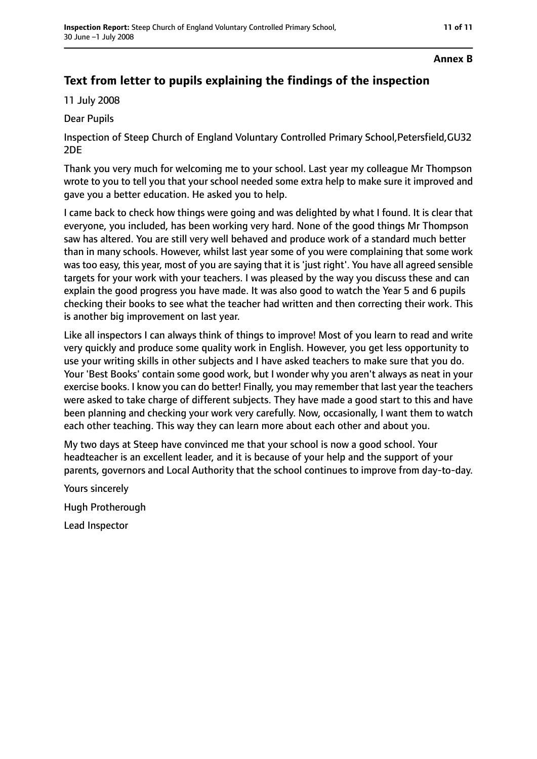**Annex B**

## Text from letter to pupils explaining the findings of the inspection

11 July 2008

Dear Pupils

Inspection of Steep Church of England Voluntary Controlled Primary School,Petersfield,GU32 2DE

Thank you very much for welcoming me to your school. Last year my colleague Mr Thompson wrote to you to tell you that your school needed some extra help to make sure it improved and gave you a better education. He asked you to help.

I came back to check how things were going and was delighted by what I found. It is clear that everyone, you included, has been working very hard. None of the good things Mr Thompson saw has altered. You are still very well behaved and produce work of a standard much better than in many schools. However, whilst last year some of you were complaining that some work was too easy, this year, most of you are saying that it is 'just right'. You have all agreed sensible targets for your work with your teachers. I was pleased by the way you discuss these and can explain the good progress you have made. It was also good to watch the Year 5 and 6 pupils checking their books to see what the teacher had written and then correcting their work. This is another big improvement on last year.

Like all inspectors I can always think of things to improve! Most of you learn to read and write very quickly and produce some quality work in English. However, you get less opportunity to use your writing skills in other subjects and I have asked teachers to make sure that you do. Your 'Best Books' contain some good work, but I wonder why you aren't always as neat in your exercise books. I know you can do better! Finally, you may remember that last year the teachers were asked to take charge of different subjects. They have made a good start to this and have been planning and checking your work very carefully. Now, occasionally, I want them to watch each other teaching. This way they can learn more about each other and about you.

My two days at Steep have convinced me that your school is now a good school. Your headteacher is an excellent leader, and it is because of your help and the support of your parents, governors and Local Authority that the school continues to improve from day-to-day.

Yours sincerely

Hugh Protherough

Lead Inspector